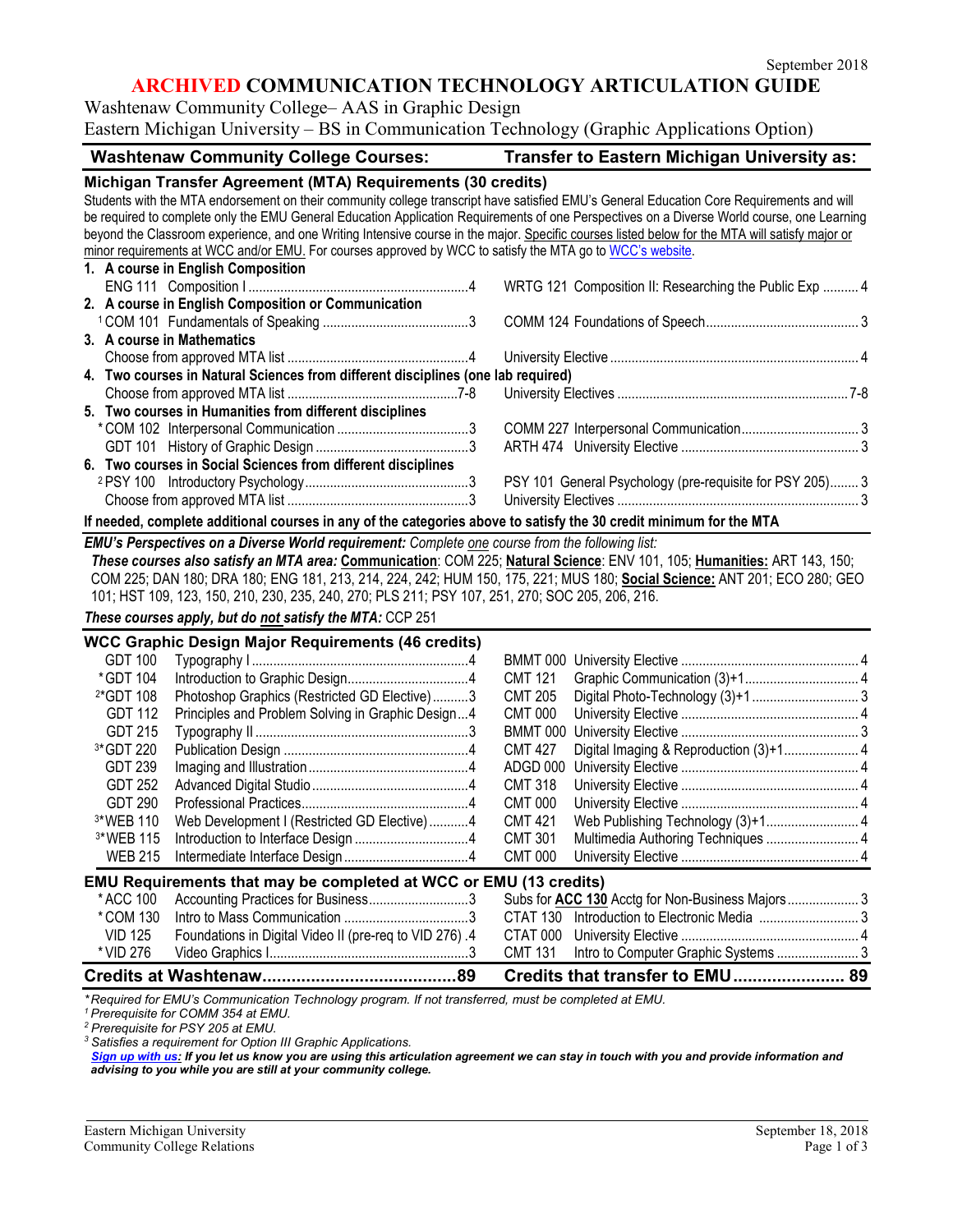September 2018

# ARCHIVED COMMUNICATION TECHNOLOGY ARTICULATION GUIDE

Washtenaw Community College– AAS in Graphic Design
Eastern Michigan University – BS in Communication Technology (Graphic Applications Option)

| Washtenaw Community College Courses: | | | Transfer to Eastern Michigan University as: | | |
|---|---|---|---|---|---|

## Michigan Transfer Agreement (MTA) Requirements (30 credits)

Students with the MTA endorsement on their community college transcript have satisfied EMU's General Education Core Requirements and will be required to complete only the EMU General Education Application Requirements of one Perspectives on a Diverse World course, one Learning beyond the Classroom experience, and one Writing Intensive course in the major. Specific courses listed below for the MTA will satisfy major or minor requirements at WCC and/or EMU. For courses approved by WCC to satisfy the MTA go to WCC's website.

| WCC Course | Credits | EMU Course | Credits |
|---|---|---|---|
| **1. A course in English Composition** | | | |
| ENG 111 Composition I | 4 | WRTG 121 Composition II: Researching the Public Exp | 4 |
| **2. A course in English Composition or Communication** | | | |
| [1] COM 101 Fundamentals of Speaking | 3 | COMM 124 Foundations of Speech | 3 |
| **3. A course in Mathematics** | | | |
| Choose from approved MTA list | 4 | University Elective | 4 |
| **4. Two courses in Natural Sciences from different disciplines (one lab required)** | | | |
| Choose from approved MTA list | 7-8 | University Electives | 7-8 |
| **5. Two courses in Humanities from different disciplines** | | | |
| * COM 102 Interpersonal Communication | 3 | COMM 227 Interpersonal Communication | 3 |
| GDT 101 History of Graphic Design | 3 | ARTH 474 University Elective | 3 |
| **6. Two courses in Social Sciences from different disciplines** | | | |
| [2] PSY 100 Introductory Psychology | 3 | PSY 101 General Psychology (pre-requisite for PSY 205) | 3 |
| Choose from approved MTA list | 3 | University Electives | 3 |

**If needed, complete additional courses in any of the categories above to satisfy the 30 credit minimum for the MTA**

***EMU's Perspectives on a Diverse World requirement:*** *Complete one course from the following list:*
***These courses also satisfy an MTA area:*** **Communication**: COM 225; **Natural Science**: ENV 101, 105; **Humanities:** ART 143, 150; COM 225; DAN 180; DRA 180; ENG 181, 213, 214, 224, 242; HUM 150, 175, 221; MUS 180; **Social Science:** ANT 201; ECO 280; GEO 101; HST 109, 123, 150, 210, 230, 235, 240, 270; PLS 211; PSY 107, 251, 270; SOC 205, 206, 216.

***These courses apply, but do not satisfy the MTA:*** CCP 251

## WCC Graphic Design Major Requirements (46 credits)

| WCC Course | | Credits | EMU Course | | Credits |
|---|---|---|---|---|---|
| GDT 100 | Typography I | 4 | BMMT 000 | University Elective | 4 |
| *GDT 104 | Introduction to Graphic Design | 4 | CMT 121 | Graphic Communication (3)+1 | 4 |
| [2]*GDT 108 | Photoshop Graphics (Restricted GD Elective) | 3 | CMT 205 | Digital Photo-Technology (3)+1 | 3 |
| GDT 112 | Principles and Problem Solving in Graphic Design | 4 | CMT 000 | University Elective | 4 |
| GDT 215 | Typography II | 3 | BMMT 000 | University Elective | 3 |
| [3]*GDT 220 | Publication Design | 4 | CMT 427 | Digital Imaging & Reproduction (3)+1 | 4 |
| GDT 239 | Imaging and Illustration | 4 | ADGD 000 | University Elective | 4 |
| GDT 252 | Advanced Digital Studio | 4 | CMT 318 | University Elective | 4 |
| GDT 290 | Professional Practices | 4 | CMT 000 | University Elective | 4 |
| [3]*WEB 110 | Web Development I (Restricted GD Elective) | 4 | CMT 421 | Web Publishing Technology (3)+1 | 4 |
| [3]*WEB 115 | Introduction to Interface Design | 4 | CMT 301 | Multimedia Authoring Techniques | 4 |
| WEB 215 | Intermediate Interface Design | 4 | CMT 000 | University Elective | 4 |

## EMU Requirements that may be completed at WCC or EMU (13 credits)

| WCC Course | | Credits | EMU Course | | Credits |
|---|---|---|---|---|---|
| *ACC 100 | Accounting Practices for Business | 3 | Subs for **ACC 130** Acctg for Non-Business Majors | | 3 |
| *COM 130 | Intro to Mass Communication | 3 | CTAT 130 | Introduction to Electronic Media | 3 |
| VID 125 | Foundations in Digital Video II (pre-req to VID 276) | 4 | CTAT 000 | University Elective | 4 |
| *VID 276 | Video Graphics I | 3 | CMT 131 | Intro to Computer Graphic Systems | 3 |
| **Credits at Washtenaw** | | **89** | **Credits that transfer to EMU** | | **89** |

*\* Required for EMU's Communication Technology program. If not transferred, must be completed at EMU.*
*[1] Prerequisite for COMM 354 at EMU.*
*[2] Prerequisite for PSY 205 at EMU.*
*[3] Satisfies a requirement for Option III Graphic Applications.*

***Sign up with us:** If you let us know you are using this articulation agreement we can stay in touch with you and provide information and advising to you while you are still at your community college.*

Eastern Michigan University
Community College Relations

September 18, 2018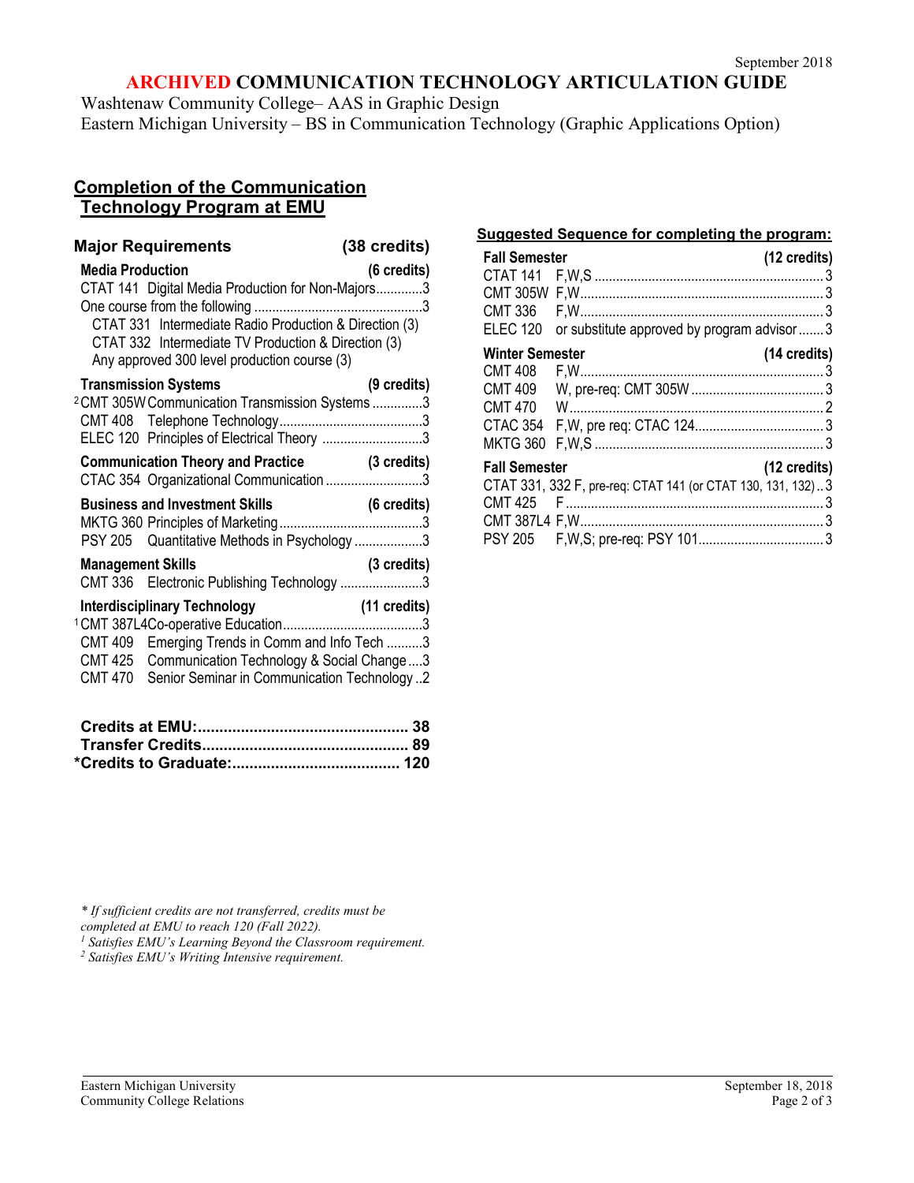September 2018

# ARCHIVED COMMUNICATION TECHNOLOGY ARTICULATION GUIDE

Washtenaw Community College– AAS in Graphic Design
Eastern Michigan University – BS in Communication Technology (Graphic Applications Option)

## Completion of the Communication Technology Program at EMU

### Major Requirements (38 credits)

**Media Production (6 credits)**

- CTAT 141 Digital Media Production for Non-Majors ............3
- One course from the following ............3
  - CTAT 331 Intermediate Radio Production & Direction (3)
  - CTAT 332 Intermediate TV Production & Direction (3)
  - Any approved 300 level production course (3)

**Transmission Systems (9 credits)**

- [2] CMT 305W Communication Transmission Systems ............3
- CMT 408 Telephone Technology ............3
- ELEC 120 Principles of Electrical Theory ............3

**Communication Theory and Practice (3 credits)**

- CTAC 354 Organizational Communication ............3

**Business and Investment Skills (6 credits)**

- MKTG 360 Principles of Marketing ............3
- PSY 205 Quantitative Methods in Psychology ............3

**Management Skills (3 credits)**

- CMT 336 Electronic Publishing Technology ............3

**Interdisciplinary Technology (11 credits)**

- [1] CMT 387L4 Co-operative Education ............3
- CMT 409 Emerging Trends in Comm and Info Tech ............3
- CMT 425 Communication Technology & Social Change ............3
- CMT 470 Senior Seminar in Communication Technology ............2

**Credits at EMU: ............ 38**
**Transfer Credits: ............ 89**
***Credits to Graduate: ............ 120**

### Suggested Sequence for completing the program:

**Fall Semester (12 credits)**

| Course | Offered / Notes | Credits |
|---|---|---|
| CTAT 141 | F,W,S | 3 |
| CMT 305W | F,W | 3 |
| CMT 336 | F,W | 3 |
| ELEC 120 | or substitute approved by program advisor | 3 |

**Winter Semester (14 credits)**

| Course | Offered / Notes | Credits |
|---|---|---|
| CMT 408 | F,W | 3 |
| CMT 409 | W, pre-req: CMT 305W | 3 |
| CMT 470 | W | 2 |
| CTAC 354 | F,W, pre req: CTAC 124 | 3 |
| MKTG 360 | F,W,S | 3 |

**Fall Semester (12 credits)**

| Course | Offered / Notes | Credits |
|---|---|---|
| CTAT 331, 332 | F, pre-req: CTAT 141 (or CTAT 130, 131, 132) | 3 |
| CMT 425 | F | 3 |
| CMT 387L4 | F,W | 3 |
| PSY 205 | F,W,S; pre-req: PSY 101 | 3 |

*\* If sufficient credits are not transferred, credits must be completed at EMU to reach 120 (Fall 2022).*
*[1] Satisfies EMU's Learning Beyond the Classroom requirement.*
*[2] Satisfies EMU's Writing Intensive requirement.*

Eastern Michigan University
Community College Relations
September 18, 2018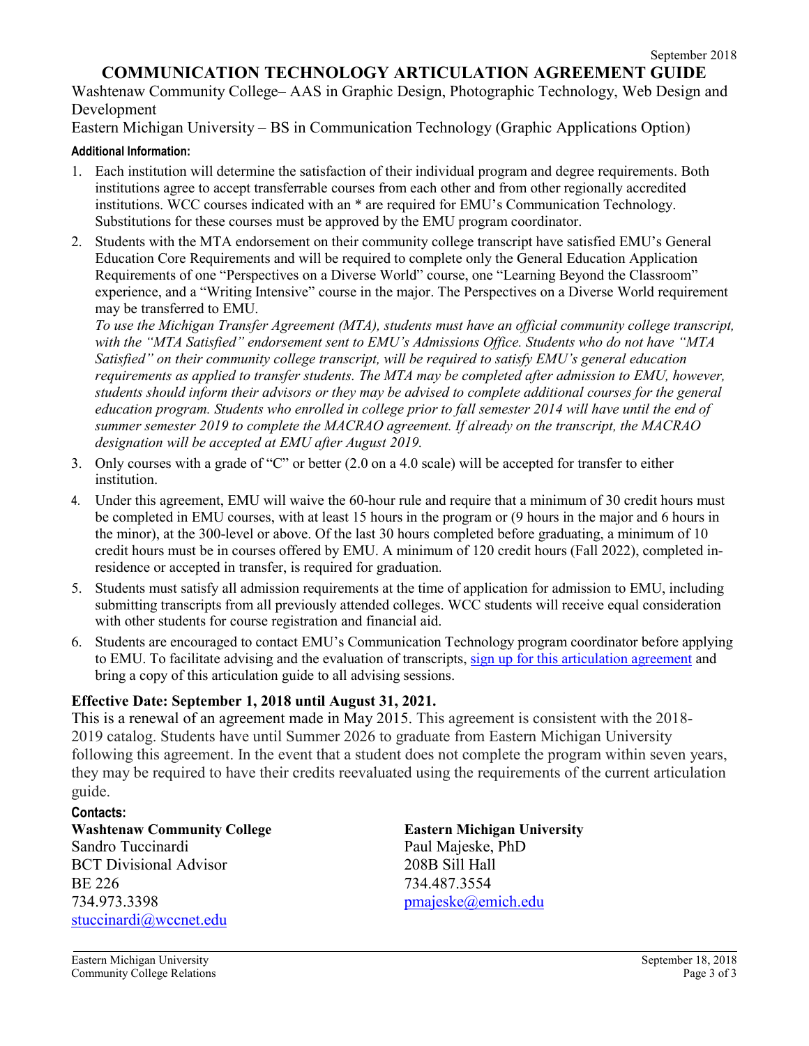September 2018

# COMMUNICATION TECHNOLOGY ARTICULATION AGREEMENT GUIDE

Washtenaw Community College– AAS in Graphic Design, Photographic Technology, Web Design and Development

Eastern Michigan University – BS in Communication Technology (Graphic Applications Option)

**Additional Information:**

1. Each institution will determine the satisfaction of their individual program and degree requirements. Both institutions agree to accept transferrable courses from each other and from other regionally accredited institutions. WCC courses indicated with an * are required for EMU's Communication Technology. Substitutions for these courses must be approved by the EMU program coordinator.
2. Students with the MTA endorsement on their community college transcript have satisfied EMU's General Education Core Requirements and will be required to complete only the General Education Application Requirements of one "Perspectives on a Diverse World" course, one "Learning Beyond the Classroom" experience, and a "Writing Intensive" course in the major. The Perspectives on a Diverse World requirement may be transferred to EMU.
   *To use the Michigan Transfer Agreement (MTA), students must have an official community college transcript, with the "MTA Satisfied" endorsement sent to EMU's Admissions Office. Students who do not have "MTA Satisfied" on their community college transcript, will be required to satisfy EMU's general education requirements as applied to transfer students. The MTA may be completed after admission to EMU, however, students should inform their advisors or they may be advised to complete additional courses for the general education program. Students who enrolled in college prior to fall semester 2014 will have until the end of summer semester 2019 to complete the MACRAO agreement. If already on the transcript, the MACRAO designation will be accepted at EMU after August 2019.*
3. Only courses with a grade of "C" or better (2.0 on a 4.0 scale) will be accepted for transfer to either institution.
4. Under this agreement, EMU will waive the 60-hour rule and require that a minimum of 30 credit hours must be completed in EMU courses, with at least 15 hours in the program or (9 hours in the major and 6 hours in the minor), at the 300-level or above. Of the last 30 hours completed before graduating, a minimum of 10 credit hours must be in courses offered by EMU. A minimum of 120 credit hours (Fall 2022), completed in-residence or accepted in transfer, is required for graduation.
5. Students must satisfy all admission requirements at the time of application for admission to EMU, including submitting transcripts from all previously attended colleges. WCC students will receive equal consideration with other students for course registration and financial aid.
6. Students are encouraged to contact EMU's Communication Technology program coordinator before applying to EMU. To facilitate advising and the evaluation of transcripts, sign up for this articulation agreement and bring a copy of this articulation guide to all advising sessions.

**Effective Date: September 1, 2018 until August 31, 2021.**

This is a renewal of an agreement made in May 2015. This agreement is consistent with the 2018-2019 catalog. Students have until Summer 2026 to graduate from Eastern Michigan University following this agreement. In the event that a student does not complete the program within seven years, they may be required to have their credits reevaluated using the requirements of the current articulation guide.

**Contacts:**

**Washtenaw Community College**
Sandro Tuccinardi
BCT Divisional Advisor
BE 226
734.973.3398
stuccinardi@wccnet.edu

**Eastern Michigan University**
Paul Majeske, PhD
208B Sill Hall
734.487.3554
pmajeske@emich.edu